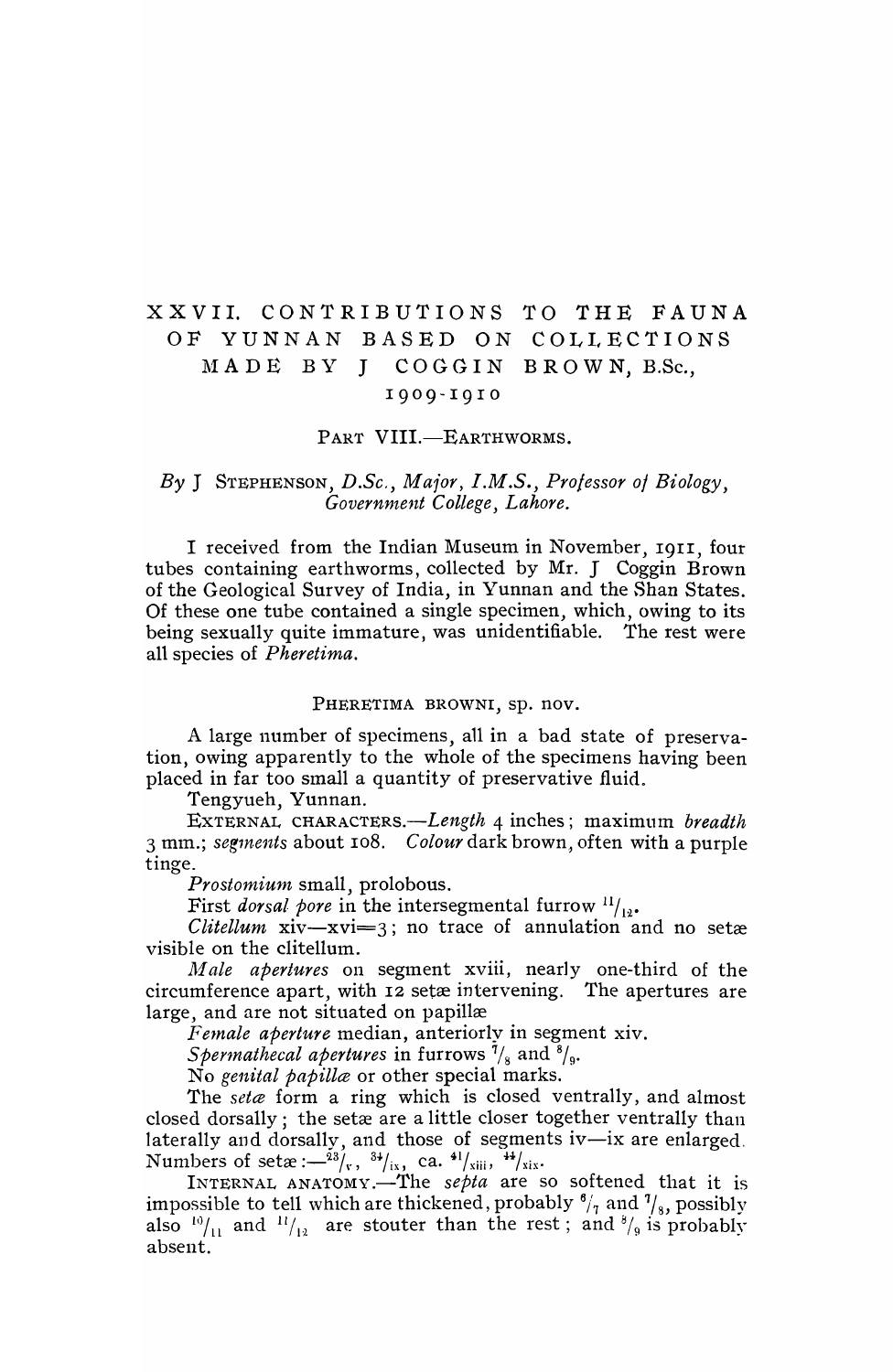# XXVII. CONTRIBUTIONS TO THE FAUNA OF YUNNAN BASED ON COLLECTIONS MADE BY J COGGIN BROWN, B.Sc., 1909-1910

## PART VIII.—EARTHWORMS.

*By* J STEPHENSON, *D.Sc., Major, I.M.S., Professor of Biology, Government College, Lahore.*

I received from the Indian Museum in November, 1911, four tubes containing earthworms, collected by Mr. J Coggin Brown of the Geological Survey of India, in Yunnan and the Shan States. Of these one tube contained a single specimen, which, owing to its being sexually quite immature, was unidentifiable. The rest were all species of *Pheretima.*

### PHERETIMA BROWNI, sp. nov.

A large number of specimens, all in a bad state of preservation, owing apparently to the whole of the specimens having been placed in far too small a quantity of preservative fluid.

Tengyueh, Yunnan.

EXTERNAL CHARACTERS.—*Length* 4 inches; maximum *breadth* 3 mm.; *segments* about 108. *Colour* dark brown, often with a purple tinge.

*Prostomium* small, prolobous.

First *dorsal pore* in the intersegmental furrow $^{11}/_{12}$.

*Clitellum* xiv—xvi=3; no trace of annulation and no setæ visible on the clitellum.

*Male apertures* on segment xviii, nearly one-third of the circumference apart, with 12 setæ intervening. The apertures are large, and are not situated on papillæ

*Female aperture* median, anteriorly in segment xiv.

*Spermathecal apertures* in furrows $^{7}/_{8}$ and $^{8}/_{9}$.

No *genital papillæ* or other special marks.

The *setæ* form a ring which is closed ventrally, and almost closed dorsally; the setæ are a little closer together ventrally than laterally and dorsally, and those of segments iv—ix are enlarged. Numbers of setæ:—$^{23}/_{v}$, $^{34}/_{ix}$, ca. $^{41}/_{xiii}$, $^{44}/_{xix}$.

INTERNAL ANATOMY.—The *septa* are so softened that it is impossible to tell which are thickened, probably $^{6}/_{7}$ and $^{7}/_{8}$, possibly also $^{10}/_{11}$ and $^{11}/_{12}$ are stouter than the rest; and $^{8}/_{9}$ is probably absent.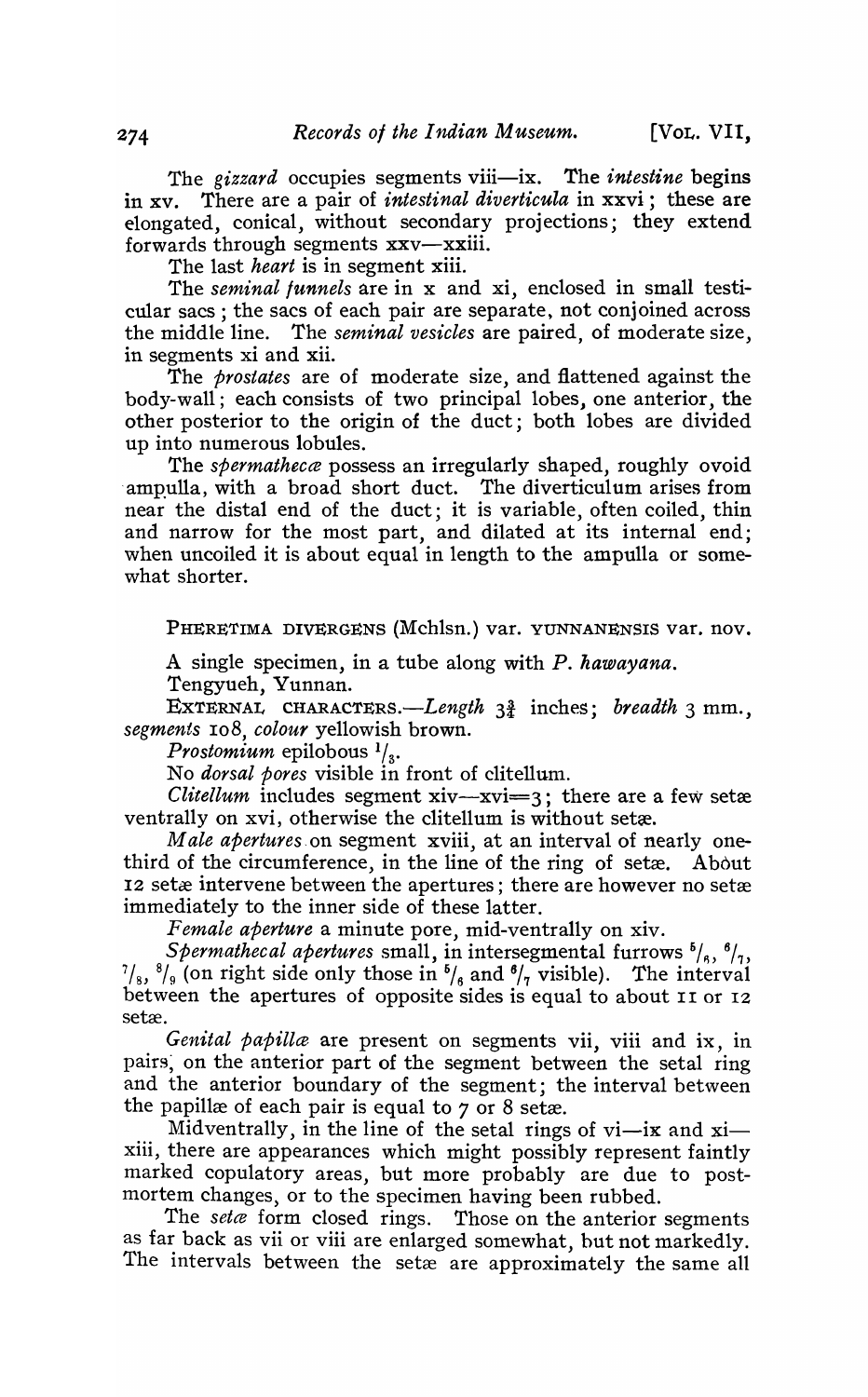The *gizzard* occupies segments viii—ix. The *intestine* begins in xv. There are a pair of *intestinal diverticula* in xxvi; these are elongated, conical, without secondary projections; they extend forwards through segments xxv—xxiii.

The last *heart* is in segment xiii.

The *seminal funnels* are in x and xi, enclosed in small testicular sacs; the sacs of each pair are separate, not conjoined across the middle line. The *seminal vesicles* are paired, of moderate size, in segments xi and xii.

The *prostates* are of moderate size, and flattened against the body-wall; each consists of two principal lobes, one anterior, the other posterior to the origin of the duct; both lobes are divided up into numerous lobules.

The *spermathecæ* possess an irregularly shaped, roughly ovoid ampulla, with a broad short duct. The diverticulum arises from near the distal end of the duct; it is variable, often coiled, thin and narrow for the most part, and dilated at its internal end; when uncoiled it is about equal in length to the ampulla or somewhat shorter.

## PHERETIMA DIVERGENS (Mchlsn.) var. YUNNANENSIS var. nov.

A single specimen, in a tube along with *P. hawayana*.

Tengyueh, Yunnan.

EXTERNAL CHARACTERS.—*Length* $3\frac{3}{4}$ inches; *breadth* 3 mm., *segments* 108, *colour* yellowish brown.

*Prostomium* epilobous $^1/_3$.

No *dorsal pores* visible in front of clitellum.

*Clitellum* includes segment xiv—xvi=3; there are a few setæ ventrally on xvi, otherwise the clitellum is without setæ.

*Male apertures* on segment xviii, at an interval of nearly one-third of the circumference, in the line of the ring of setæ. About 12 setæ intervene between the apertures; there are however no setæ immediately to the inner side of these latter.

*Female aperture* a minute pore, mid-ventrally on xiv.

*Spermathecal apertures* small, in intersegmental furrows $^5/_6$, $^6/_7$, $^7/_8$, $^8/_9$ (on right side only those in $^5/_6$ and $^6/_7$ visible). The interval between the apertures of opposite sides is equal to about 11 or 12 setæ.

*Genital papillæ* are present on segments vii, viii and ix, in pairs, on the anterior part of the segment between the setal ring and the anterior boundary of the segment; the interval between the papillæ of each pair is equal to 7 or 8 setæ.

Midventrally, in the line of the setal rings of vi—ix and xi—xiii, there are appearances which might possibly represent faintly marked copulatory areas, but more probably are due to post-mortem changes, or to the specimen having been rubbed.

The *setæ* form closed rings. Those on the anterior segments as far back as vii or viii are enlarged somewhat, but not markedly. The intervals between the setæ are approximately the same all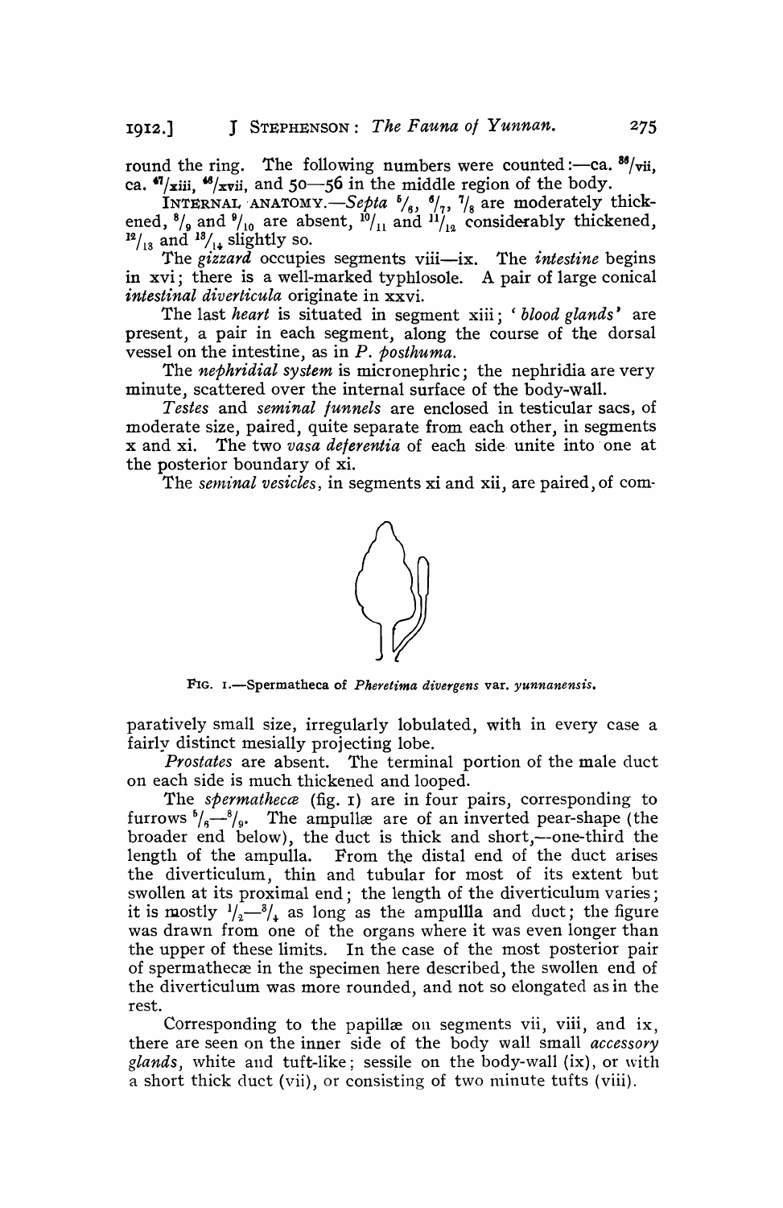round the ring. The following numbers were counted:—ca. $^{36}$/vii, ca. $^{47}$/xiii, $^{46}$/xvii, and 50—56 in the middle region of the body.

INTERNAL ANATOMY.—*Septa* $^5/_6$, $^6/_7$, $^7/_8$ are moderately thickened, $^8/_9$ and $^9/_{10}$ are absent, $^{10}/_{11}$ and $^{11}/_{12}$ considerably thickened, $^{12}/_{13}$ and $^{13}/_{14}$ slightly so.

The *gizzard* occupies segments viii—ix. The *intestine* begins in xvi; there is a well-marked typhlosole. A pair of large conical *intestinal diverticula* originate in xxvi.

The last *heart* is situated in segment xiii; '*blood glands*' are present, a pair in each segment, along the course of the dorsal vessel on the intestine, as in *P. posthuma*.

The *nephridial system* is micronephric; the nephridia are very minute, scattered over the internal surface of the body-wall.

*Testes* and *seminal funnels* are enclosed in testicular sacs, of moderate size, paired, quite separate from each other, in segments x and xi. The two *vasa deferentia* of each side unite into one at the posterior boundary of xi.

The *seminal vesicles*, in segments xi and xii, are paired, of comparatively small size, irregularly lobulated, with in every case a fairly distinct mesially projecting lobe.

FIG. 1.—Spermatheca of *Pheretima divergens* var. *yunnanensis*.

*Prostates* are absent. The terminal portion of the male duct on each side is much thickened and looped.

The *spermathecæ* (fig. 1) are in four pairs, corresponding to furrows $^5/_6$—$^8/_9$. The ampullæ are of an inverted pear-shape (the broader end below), the duct is thick and short,—one-third the length of the ampulla. From the distal end of the duct arises the diverticulum, thin and tubular for most of its extent but swollen at its proximal end; the length of the diverticulum varies; it is mostly $^1/_2$—$^3/_4$ as long as the ampullla and duct; the figure was drawn from one of the organs where it was even longer than the upper of these limits. In the case of the most posterior pair of spermathecæ in the specimen here described, the swollen end of the diverticulum was more rounded, and not so elongated as in the rest.

Corresponding to the papillæ on segments vii, viii, and ix, there are seen on the inner side of the body wall small *accessory glands*, white and tuft-like; sessile on the body-wall (ix), or with a short thick duct (vii), or consisting of two minute tufts (viii).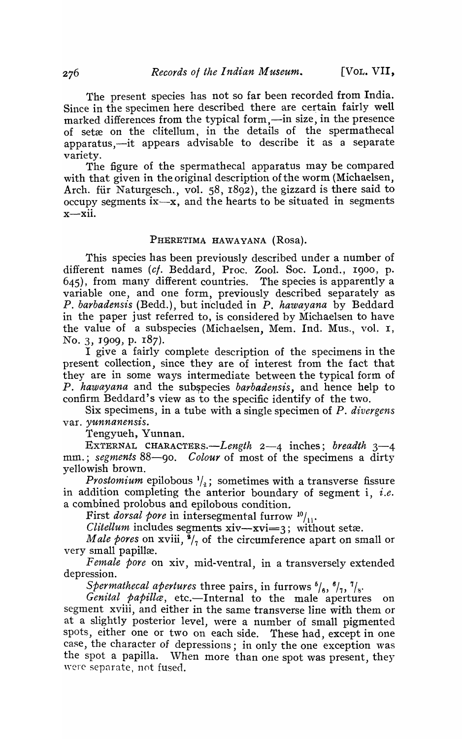The present species has not so far been recorded from India. Since in the specimen here described there are certain fairly well marked differences from the typical form,—in size, in the presence of setæ on the clitellum, in the details of the spermathecal apparatus,—it appears advisable to describe it as a separate variety.

The figure of the spermathecal apparatus may be compared with that given in the original description of the worm (Michaelsen, Arch. für Naturgesch., vol. 58, 1892), the gizzard is there said to occupy segments ix—x, and the hearts to be situated in segments x—xii.

## PHERETIMA HAWAYANA (Rosa).

This species has been previously described under a number of different names (*cf.* Beddard, Proc. Zool. Soc. Lond., 1900, p. 645), from many different countries. The species is apparently a variable one, and one form, previously described separately as *P. barbadensis* (Bedd.), but included in *P. hawayana* by Beddard in the paper just referred to, is considered by Michaelsen to have the value of a subspecies (Michaelsen, Mem. Ind. Mus., vol. 1, No. 3, 1909, p. 187).

I give a fairly complete description of the specimens in the present collection, since they are of interest from the fact that they are in some ways intermediate between the typical form of *P. hawayana* and the subspecies *barbadensis*, and hence help to confirm Beddard's view as to the specific identify of the two.

Six specimens, in a tube with a single specimen of *P. divergens* var. *yunnanensis*.

Tengyueh, Yunnan.

EXTERNAL CHARACTERS.—*Length* 2—4 inches; *breadth* 3—4 mm.; *segments* 88—90. *Colour* of most of the specimens a dirty yellowish brown.

*Prostomium* epilobous $^1/_2$; sometimes with a transverse fissure in addition completing the anterior boundary of segment i, *i.e.* a combined prolobus and epilobous condition.

First *dorsal pore* in intersegmental furrow $^{10}/_{11}$.

*Clitellum* includes segments xiv—xvi=3; without setæ.

*Male pores* on xviii, $^2/_7$ of the circumference apart on small or very small papillæ.

*Female pore* on xiv, mid-ventral, in a transversely extended depression.

*Spermathecal apertures* three pairs, in furrows $^5/_6$, $^6/_7$, $^7/_8$.

*Genital papillæ*, etc.—Internal to the male apertures on segment xviii, and either in the same transverse line with them or at a slightly posterior level, were a number of small pigmented spots, either one or two on each side. These had, except in one case, the character of depressions; in only the one exception was the spot a papilla. When more than one spot was present, they were separate, not fused.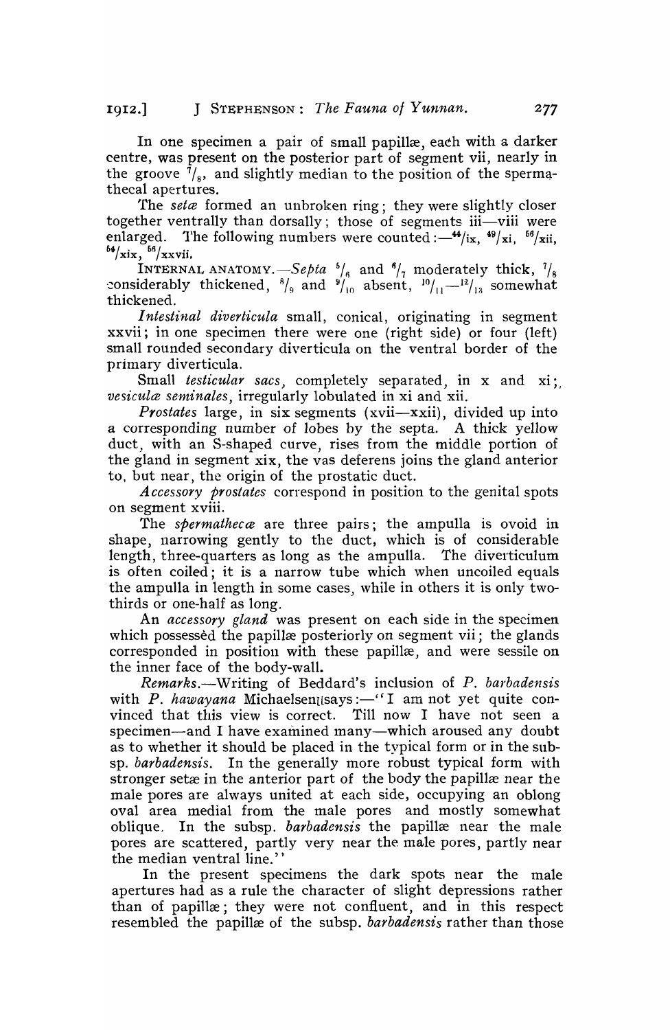In one specimen a pair of small papillæ, each with a darker centre, was present on the posterior part of segment vii, nearly in the groove $^{7}/_{8}$, and slightly median to the position of the spermathecal apertures.

The *setæ* formed an unbroken ring; they were slightly closer together ventrally than dorsally; those of segments iii—viii were enlarged. The following numbers were counted:—$^{44}/$ix, $^{49}/$xi, $^{56}/$xii, $^{54}/$xix, $^{56}/$xxvii.

INTERNAL ANATOMY.—*Septa* $^{5}/_{6}$ and $^{6}/_{7}$ moderately thick, $^{7}/_{8}$ considerably thickened, $^{8}/_{9}$ and $^{9}/_{10}$ absent, $^{10}/_{11}$—$^{12}/_{13}$ somewhat thickened.

*Intestinal diverticula* small, conical, originating in segment xxvii; in one specimen there were one (right side) or four (left) small rounded secondary diverticula on the ventral border of the primary diverticula.

Small *testicular sacs*, completely separated, in x and xi; *vesiculæ seminales*, irregularly lobulated in xi and xii.

*Prostates* large, in six segments (xvii—xxii), divided up into a corresponding number of lobes by the septa. A thick yellow duct, with an S-shaped curve, rises from the middle portion of the gland in segment xix, the vas deferens joins the gland anterior to, but near, the origin of the prostatic duct.

*Accessory prostates* correspond in position to the genital spots on segment xviii.

The *spermathecæ* are three pairs; the ampulla is ovoid in shape, narrowing gently to the duct, which is of considerable length, three-quarters as long as the ampulla. The diverticulum is often coiled; it is a narrow tube which when uncoiled equals the ampulla in length in some cases, while in others it is only two-thirds or one-half as long.

An *accessory gland* was present on each side in the specimen which possessed the papillæ posteriorly on segment vii; the glands corresponded in position with these papillæ, and were sessile on the inner face of the body-wall.

*Remarks*.—Writing of Beddard's inclusion of *P. barbadensis* with *P. hawayana* Michaelsen says:—"I am not yet quite convinced that this view is correct. Till now I have not seen a specimen—and I have examined many—which aroused any doubt as to whether it should be placed in the typical form or in the subsp. *barbadensis*. In the generally more robust typical form with stronger setæ in the anterior part of the body the papillæ near the male pores are always united at each side, occupying an oblong oval area medial from the male pores and mostly somewhat oblique. In the subsp. *barbadensis* the papillæ near the male pores are scattered, partly very near the male pores, partly near the median ventral line."

In the present specimens the dark spots near the male apertures had as a rule the character of slight depressions rather than of papillæ; they were not confluent, and in this respect resembled the papillæ of the subsp. *barbadensis* rather than those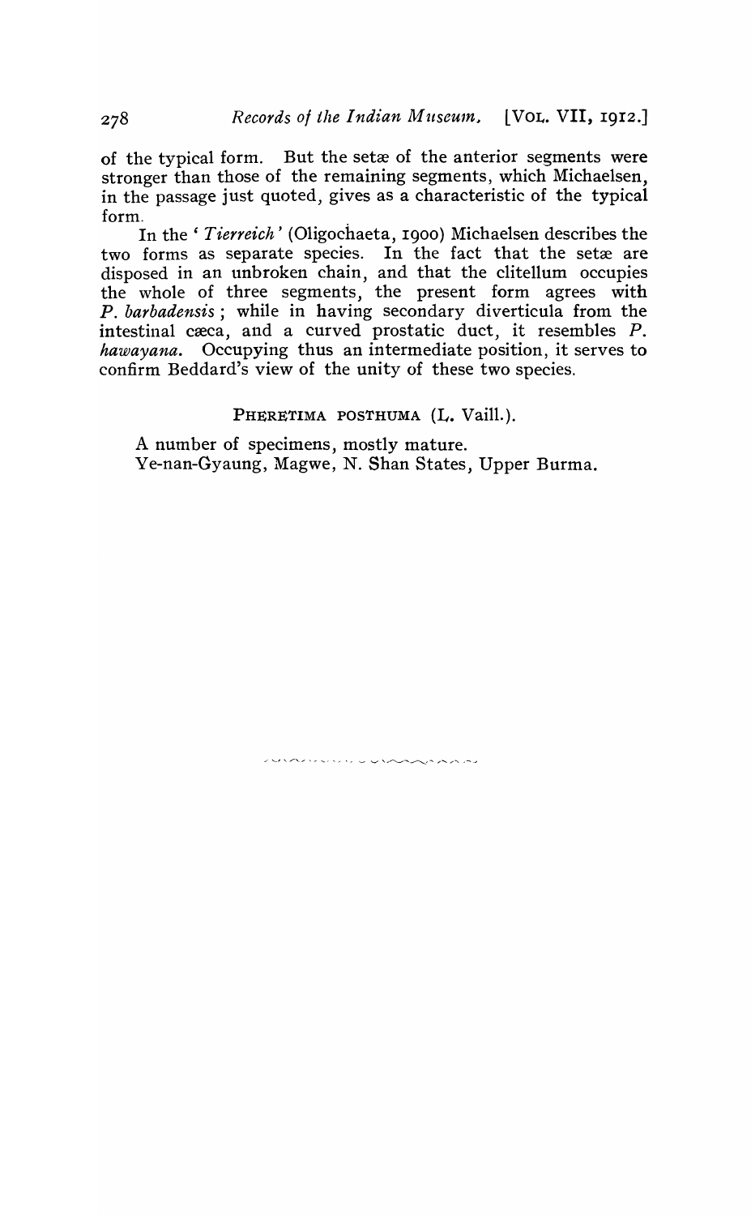of the typical form. But the setæ of the anterior segments were stronger than those of the remaining segments, which Michaelsen, in the passage just quoted, gives as a characteristic of the typical form.

In the '*Tierreich*' (Oligochaeta, 1900) Michaelsen describes the two forms as separate species. In the fact that the setæ are disposed in an unbroken chain, and that the clitellum occupies the whole of three segments, the present form agrees with *P. barbadensis*; while in having secondary diverticula from the intestinal cæca, and a curved prostatic duct, it resembles *P. hawayana*. Occupying thus an intermediate position, it serves to confirm Beddard's view of the unity of these two species.

### PHERETIMA POSTHUMA (L. Vaill.).

A number of specimens, mostly mature.
Ye-nan-Gyaung, Magwe, N. Shan States, Upper Burma.